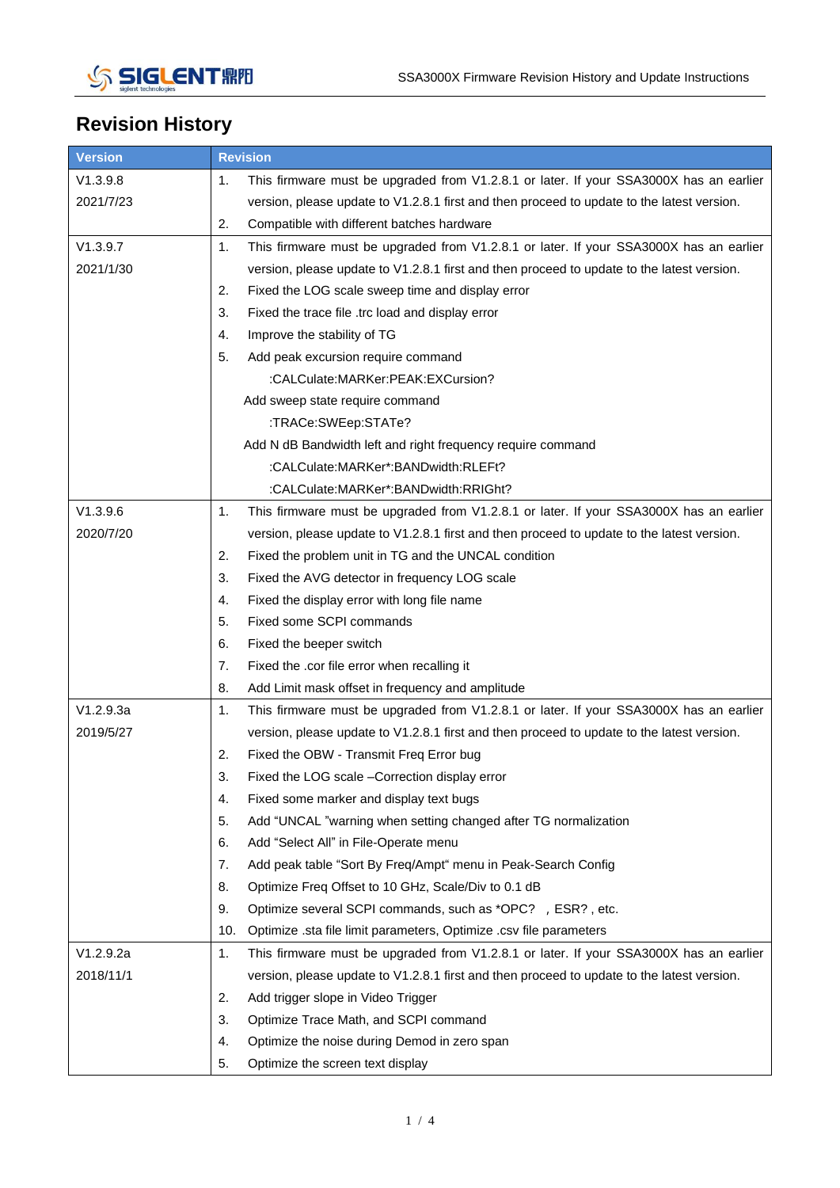# Revision History

| Version | Revision |
|---|---|
| V1.3.9.8<br>2021/7/23 | 1. This firmware must be upgraded from V1.2.8.1 or later. If your SSA3000X has an earlier version, please update to V1.2.8.1 first and then proceed to update to the latest version.<br>2. Compatible with different batches hardware |
| V1.3.9.7<br>2021/1/30 | 1. This firmware must be upgraded from V1.2.8.1 or later. If your SSA3000X has an earlier version, please update to V1.2.8.1 first and then proceed to update to the latest version.<br>2. Fixed the LOG scale sweep time and display error<br>3. Fixed the trace file .trc load and display error<br>4. Improve the stability of TG<br>5. Add peak excursion require command<br>:CALCulate:MARKer:PEAK:EXCursion?<br>Add sweep state require command<br>:TRACe:SWEep:STATe?<br>Add N dB Bandwidth left and right frequency require command<br>:CALCulate:MARKer*:BANDwidth:RLEFt?<br>:CALCulate:MARKer*:BANDwidth:RRIGht? |
| V1.3.9.6<br>2020/7/20 | 1. This firmware must be upgraded from V1.2.8.1 or later. If your SSA3000X has an earlier version, please update to V1.2.8.1 first and then proceed to update to the latest version.<br>2. Fixed the problem unit in TG and the UNCAL condition<br>3. Fixed the AVG detector in frequency LOG scale<br>4. Fixed the display error with long file name<br>5. Fixed some SCPI commands<br>6. Fixed the beeper switch<br>7. Fixed the .cor file error when recalling it<br>8. Add Limit mask offset in frequency and amplitude |
| V1.2.9.3a<br>2019/5/27 | 1. This firmware must be upgraded from V1.2.8.1 or later. If your SSA3000X has an earlier version, please update to V1.2.8.1 first and then proceed to update to the latest version.<br>2. Fixed the OBW - Transmit Freq Error bug<br>3. Fixed the LOG scale –Correction display error<br>4. Fixed some marker and display text bugs<br>5. Add "UNCAL "warning when setting changed after TG normalization<br>6. Add "Select All" in File-Operate menu<br>7. Add peak table "Sort By Freq/Ampt" menu in Peak-Search Config<br>8. Optimize Freq Offset to 10 GHz, Scale/Div to 0.1 dB<br>9. Optimize several SCPI commands, such as *OPC? , ESR? , etc.<br>10. Optimize .sta file limit parameters, Optimize .csv file parameters |
| V1.2.9.2a<br>2018/11/1 | 1. This firmware must be upgraded from V1.2.8.1 or later. If your SSA3000X has an earlier version, please update to V1.2.8.1 first and then proceed to update to the latest version.<br>2. Add trigger slope in Video Trigger<br>3. Optimize Trace Math, and SCPI command<br>4. Optimize the noise during Demod in zero span<br>5. Optimize the screen text display |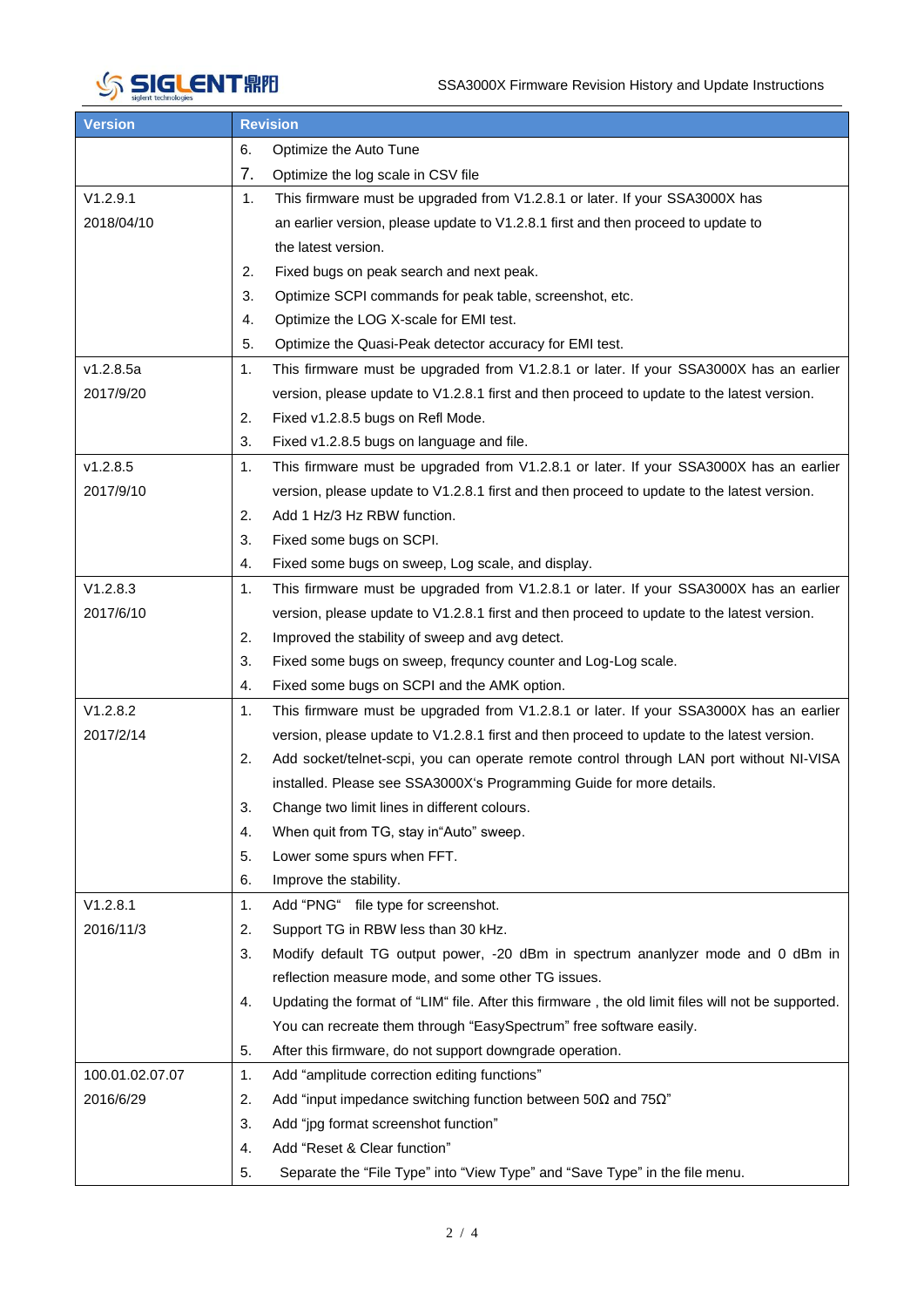| Version | Revision |
|---|---|
| | 6. Optimize the Auto Tune<br>7. Optimize the log scale in CSV file |
| V1.2.9.1<br>2018/04/10 | 1. This firmware must be upgraded from V1.2.8.1 or later. If your SSA3000X has an earlier version, please update to V1.2.8.1 first and then proceed to update to the latest version.<br>2. Fixed bugs on peak search and next peak.<br>3. Optimize SCPI commands for peak table, screenshot, etc.<br>4. Optimize the LOG X-scale for EMI test.<br>5. Optimize the Quasi-Peak detector accuracy for EMI test. |
| v1.2.8.5a<br>2017/9/20 | 1. This firmware must be upgraded from V1.2.8.1 or later. If your SSA3000X has an earlier version, please update to V1.2.8.1 first and then proceed to update to the latest version.<br>2. Fixed v1.2.8.5 bugs on Refl Mode.<br>3. Fixed v1.2.8.5 bugs on language and file. |
| v1.2.8.5<br>2017/9/10 | 1. This firmware must be upgraded from V1.2.8.1 or later. If your SSA3000X has an earlier version, please update to V1.2.8.1 first and then proceed to update to the latest version.<br>2. Add 1 Hz/3 Hz RBW function.<br>3. Fixed some bugs on SCPI.<br>4. Fixed some bugs on sweep, Log scale, and display. |
| V1.2.8.3<br>2017/6/10 | 1. This firmware must be upgraded from V1.2.8.1 or later. If your SSA3000X has an earlier version, please update to V1.2.8.1 first and then proceed to update to the latest version.<br>2. Improved the stability of sweep and avg detect.<br>3. Fixed some bugs on sweep, frequncy counter and Log-Log scale.<br>4. Fixed some bugs on SCPI and the AMK option. |
| V1.2.8.2<br>2017/2/14 | 1. This firmware must be upgraded from V1.2.8.1 or later. If your SSA3000X has an earlier version, please update to V1.2.8.1 first and then proceed to update to the latest version.<br>2. Add socket/telnet-scpi, you can operate remote control through LAN port without NI-VISA installed. Please see SSA3000X's Programming Guide for more details.<br>3. Change two limit lines in different colours.<br>4. When quit from TG, stay in"Auto" sweep.<br>5. Lower some spurs when FFT.<br>6. Improve the stability. |
| V1.2.8.1<br>2016/11/3 | 1. Add "PNG" file type for screenshot.<br>2. Support TG in RBW less than 30 kHz.<br>3. Modify default TG output power, -20 dBm in spectrum ananlyzer mode and 0 dBm in reflection measure mode, and some other TG issues.<br>4. Updating the format of "LIM" file. After this firmware , the old limit files will not be supported. You can recreate them through "EasySpectrum" free software easily.<br>5. After this firmware, do not support downgrade operation. |
| 100.01.02.07.07<br>2016/6/29 | 1. Add "amplitude correction editing functions"<br>2. Add "input impedance switching function between 50Ω and 75Ω"<br>3. Add "jpg format screenshot function"<br>4. Add "Reset & Clear function"<br>5. Separate the "File Type" into "View Type" and "Save Type" in the file menu. |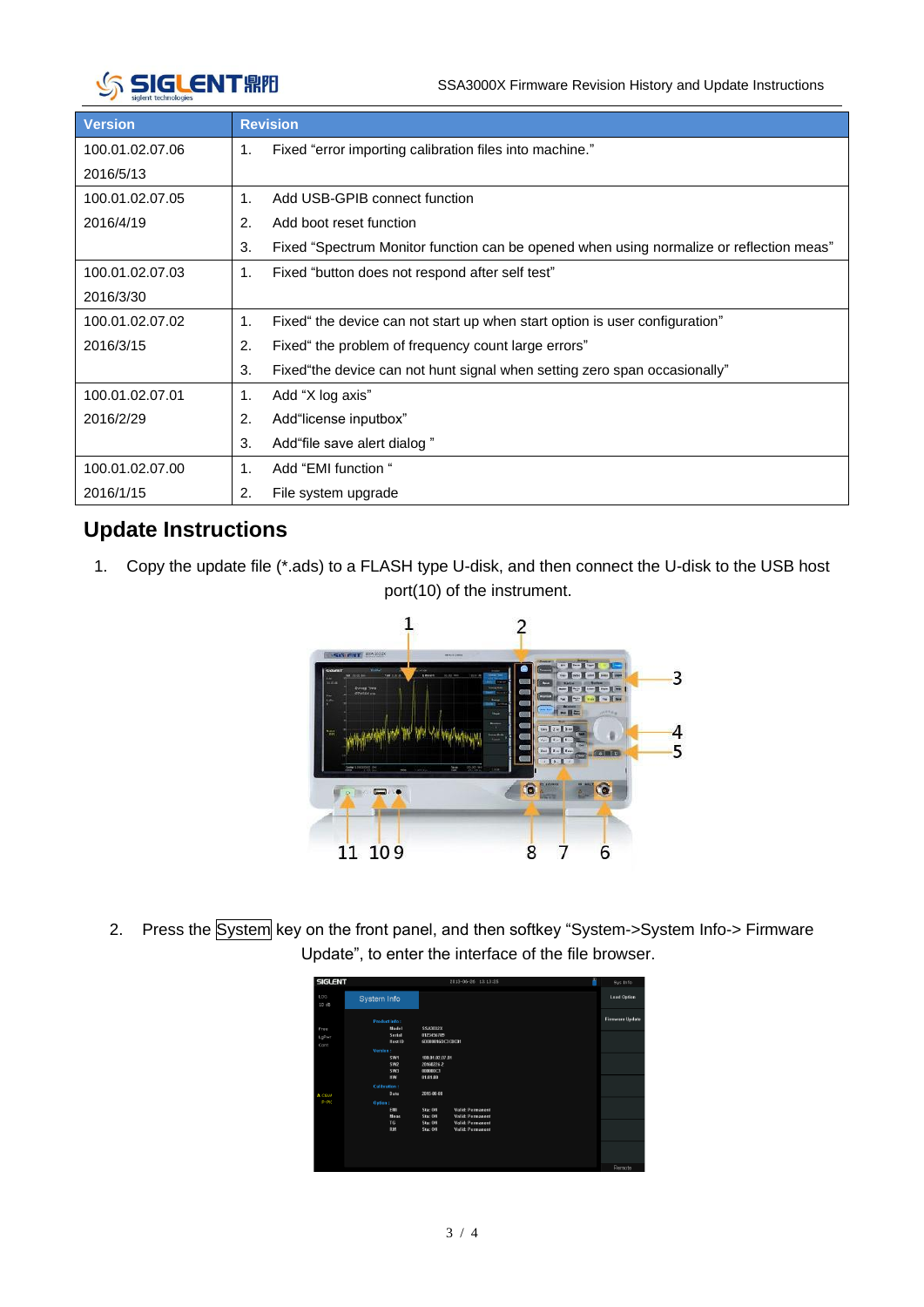| Version | Revision |
|---|---|
| 100.01.02.07.06<br>2016/5/13 | 1. Fixed “error importing calibration files into machine.” |
| 100.01.02.07.05<br>2016/4/19 | 1. Add USB-GPIB connect function<br>2. Add boot reset function<br>3. Fixed “Spectrum Monitor function can be opened when using normalize or reflection meas” |
| 100.01.02.07.03<br>2016/3/30 | 1. Fixed “button does not respond after self test” |
| 100.01.02.07.02<br>2016/3/15 | 1. Fixed“ the device can not start up when start option is user configuration”<br>2. Fixed“ the problem of frequency count large errors”<br>3. Fixed“the device can not hunt signal when setting zero span occasionally” |
| 100.01.02.07.01<br>2016/2/29 | 1. Add “X log axis”<br>2. Add“license inputbox”<br>3. Add“file save alert dialog ” |
| 100.01.02.07.00<br>2016/1/15 | 1. Add “EMI function “<br>2. File system upgrade |

## Update Instructions

1. Copy the update file (*.ads) to a FLASH type U-disk, and then connect the U-disk to the USB host port(10) of the instrument.

2. Press the System key on the front panel, and then softkey “System->System Info-> Firmware Update”, to enter the interface of the file browser.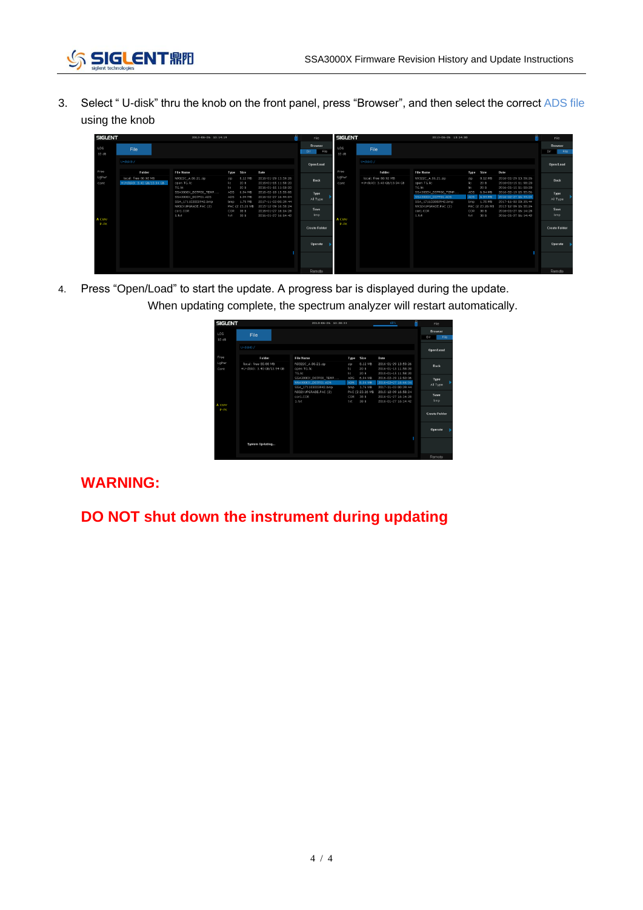3. Select " U-disk" thru the knob on the front panel, press "Browser", and then select the correct ADS file using the knob

4. Press "Open/Load" to start the update. A progress bar is displayed during the update. When updating complete, the spectrum analyzer will restart automatically.

## WARNING:

## DO NOT shut down the instrument during updating